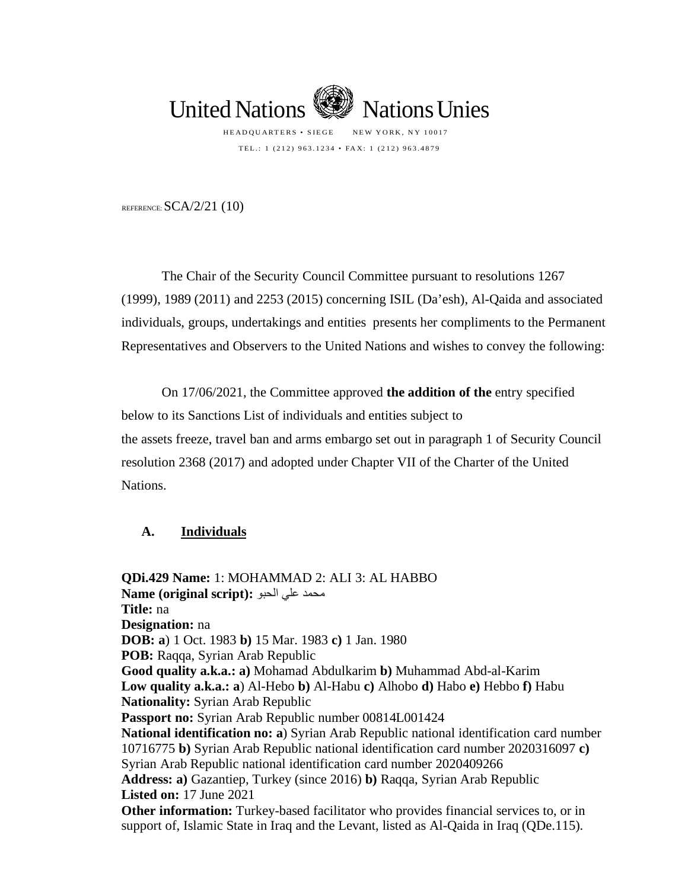United Nations Nations Unies

HEADQUARTERS • SIEGE NEW YORK, NY 10017

TEL.: 1 (212) 963.1234 • FAX: 1 (212) 963.4879

REFERENCE: SCA/2/21 (10)

The Chair of the Security Council Committee pursuant to resolutions 1267 (1999), 1989 (2011) and 2253 (2015) concerning ISIL (Da'esh), Al-Qaida and associated individuals, groups, undertakings and entities presents her compliments to the Permanent Representatives and Observers to the United Nations and wishes to convey the following:

On 17/06/2021, the Committee approved **the addition of the** entry specified below to its Sanctions List of individuals and entities subject to the assets freeze, travel ban and arms embargo set out in paragraph 1 of Security Council resolution 2368 (2017) and adopted under Chapter VII of the Charter of the United Nations.

## A. Individuals

**QDi.429 Name:** 1: MOHAMMAD 2: ALI 3: AL HABBO
**Name (original script):** محمد علي الحبو
**Title:** na
**Designation:** na
**DOB:** **a**) 1 Oct. 1983 **b)** 15 Mar. 1983 **c)** 1 Jan. 1980
**POB:** Raqqa, Syrian Arab Republic
**Good quality a.k.a.:** **a)** Mohamad Abdulkarim **b)** Muhammad Abd-al-Karim
**Low quality a.k.a.:** **a**) Al-Hebo **b)** Al-Habu **c)** Alhobo **d)** Habo **e)** Hebbo **f)** Habu
**Nationality:** Syrian Arab Republic
**Passport no:** Syrian Arab Republic number 00814L001424
**National identification no:** **a**) Syrian Arab Republic national identification card number 10716775 **b)** Syrian Arab Republic national identification card number 2020316097 **c)** Syrian Arab Republic national identification card number 2020409266
**Address:** **a)** Gazantiep, Turkey (since 2016) **b)** Raqqa, Syrian Arab Republic
**Listed on:** 17 June 2021
**Other information:** Turkey-based facilitator who provides financial services to, or in support of, Islamic State in Iraq and the Levant, listed as Al-Qaida in Iraq (QDe.115).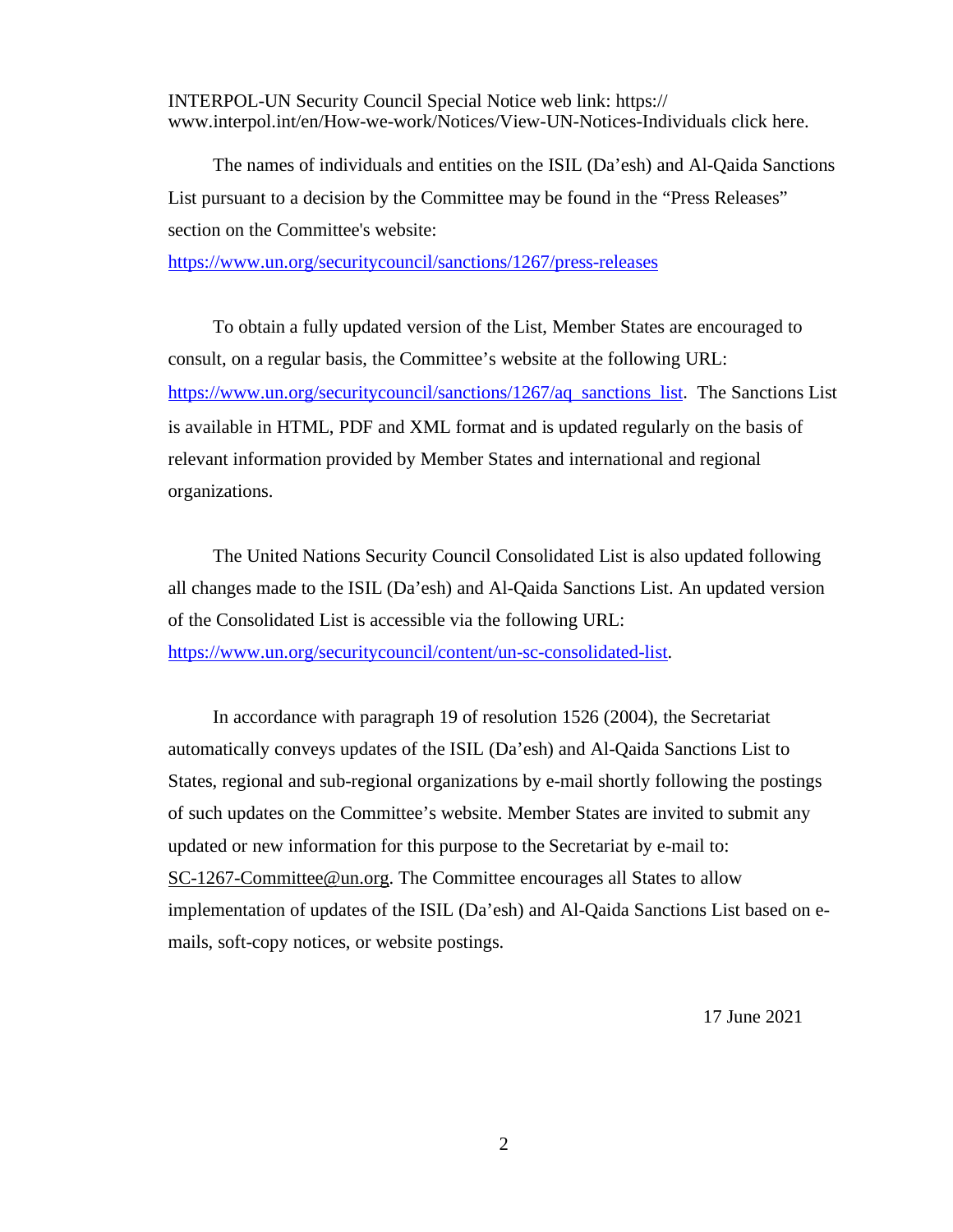INTERPOL-UN Security Council Special Notice web link: https://www.interpol.int/en/How-we-work/Notices/View-UN-Notices-Individuals click here.

The names of individuals and entities on the ISIL (Da'esh) and Al-Qaida Sanctions List pursuant to a decision by the Committee may be found in the "Press Releases" section on the Committee's website: https://www.un.org/securitycouncil/sanctions/1267/press-releases

To obtain a fully updated version of the List, Member States are encouraged to consult, on a regular basis, the Committee's website at the following URL: https://www.un.org/securitycouncil/sanctions/1267/aq_sanctions_list. The Sanctions List is available in HTML, PDF and XML format and is updated regularly on the basis of relevant information provided by Member States and international and regional organizations.

The United Nations Security Council Consolidated List is also updated following all changes made to the ISIL (Da'esh) and Al-Qaida Sanctions List. An updated version of the Consolidated List is accessible via the following URL: https://www.un.org/securitycouncil/content/un-sc-consolidated-list.

In accordance with paragraph 19 of resolution 1526 (2004), the Secretariat automatically conveys updates of the ISIL (Da'esh) and Al-Qaida Sanctions List to States, regional and sub-regional organizations by e-mail shortly following the postings of such updates on the Committee's website. Member States are invited to submit any updated or new information for this purpose to the Secretariat by e-mail to: SC-1267-Committee@un.org. The Committee encourages all States to allow implementation of updates of the ISIL (Da'esh) and Al-Qaida Sanctions List based on e-mails, soft-copy notices, or website postings.

17 June 2021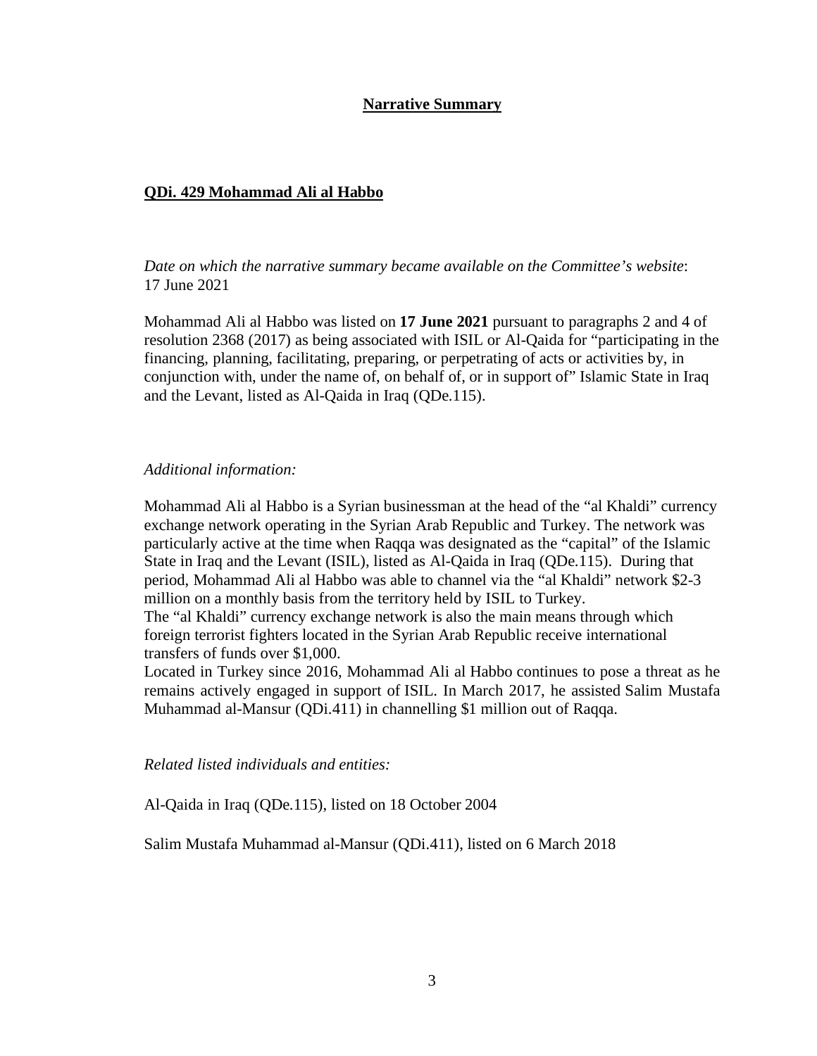# Narrative Summary

## QDi. 429 Mohammad Ali al Habbo

*Date on which the narrative summary became available on the Committee's website*: 17 June 2021

Mohammad Ali al Habbo was listed on **17 June 2021** pursuant to paragraphs 2 and 4 of resolution 2368 (2017) as being associated with ISIL or Al-Qaida for "participating in the financing, planning, facilitating, preparing, or perpetrating of acts or activities by, in conjunction with, under the name of, on behalf of, or in support of" Islamic State in Iraq and the Levant, listed as Al-Qaida in Iraq (QDe.115).

*Additional information:*

Mohammad Ali al Habbo is a Syrian businessman at the head of the "al Khaldi" currency exchange network operating in the Syrian Arab Republic and Turkey. The network was particularly active at the time when Raqqa was designated as the "capital" of the Islamic State in Iraq and the Levant (ISIL), listed as Al-Qaida in Iraq (QDe.115). During that period, Mohammad Ali al Habbo was able to channel via the "al Khaldi" network $2-3 million on a monthly basis from the territory held by ISIL to Turkey.

The "al Khaldi" currency exchange network is also the main means through which foreign terrorist fighters located in the Syrian Arab Republic receive international transfers of funds over $1,000.

Located in Turkey since 2016, Mohammad Ali al Habbo continues to pose a threat as he remains actively engaged in support of ISIL. In March 2017, he assisted Salim Mustafa Muhammad al-Mansur (QDi.411) in channelling $1 million out of Raqqa.

*Related listed individuals and entities:*

Al-Qaida in Iraq (QDe.115), listed on 18 October 2004

Salim Mustafa Muhammad al-Mansur (QDi.411), listed on 6 March 2018